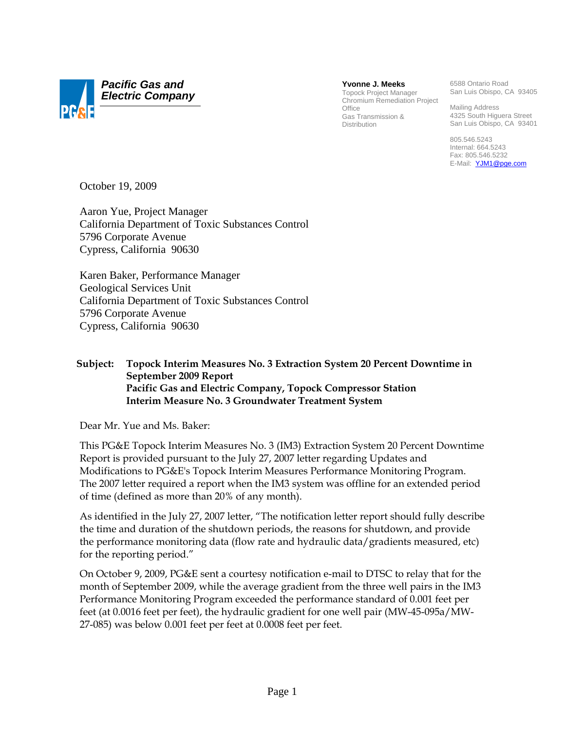**Pacific Gas and Electric Company**

**Yvonne J. Meeks**
Topock Project Manager
Chromium Remediation Project Office
Gas Transmission & Distribution

6588 Ontario Road
San Luis Obispo, CA 93405

Mailing Address
4325 South Higuera Street
San Luis Obispo, CA 93401

805.546.5243
Internal: 664.5243
Fax: 805.546.5232
E-Mail: YJM1@pge.com

October 19, 2009

Aaron Yue, Project Manager
California Department of Toxic Substances Control
5796 Corporate Avenue
Cypress, California 90630

Karen Baker, Performance Manager
Geological Services Unit
California Department of Toxic Substances Control
5796 Corporate Avenue
Cypress, California 90630

**Subject: Topock Interim Measures No. 3 Extraction System 20 Percent Downtime in September 2009 Report**
**Pacific Gas and Electric Company, Topock Compressor Station**
**Interim Measure No. 3 Groundwater Treatment System**

Dear Mr. Yue and Ms. Baker:

This PG&E Topock Interim Measures No. 3 (IM3) Extraction System 20 Percent Downtime Report is provided pursuant to the July 27, 2007 letter regarding Updates and Modifications to PG&E's Topock Interim Measures Performance Monitoring Program. The 2007 letter required a report when the IM3 system was offline for an extended period of time (defined as more than 20% of any month).

As identified in the July 27, 2007 letter, "The notification letter report should fully describe the time and duration of the shutdown periods, the reasons for shutdown, and provide the performance monitoring data (flow rate and hydraulic data/gradients measured, etc) for the reporting period."

On October 9, 2009, PG&E sent a courtesy notification e-mail to DTSC to relay that for the month of September 2009, while the average gradient from the three well pairs in the IM3 Performance Monitoring Program exceeded the performance standard of 0.001 feet per feet (at 0.0016 feet per feet), the hydraulic gradient for one well pair (MW-45-095a/MW-27-085) was below 0.001 feet per feet at 0.0008 feet per feet.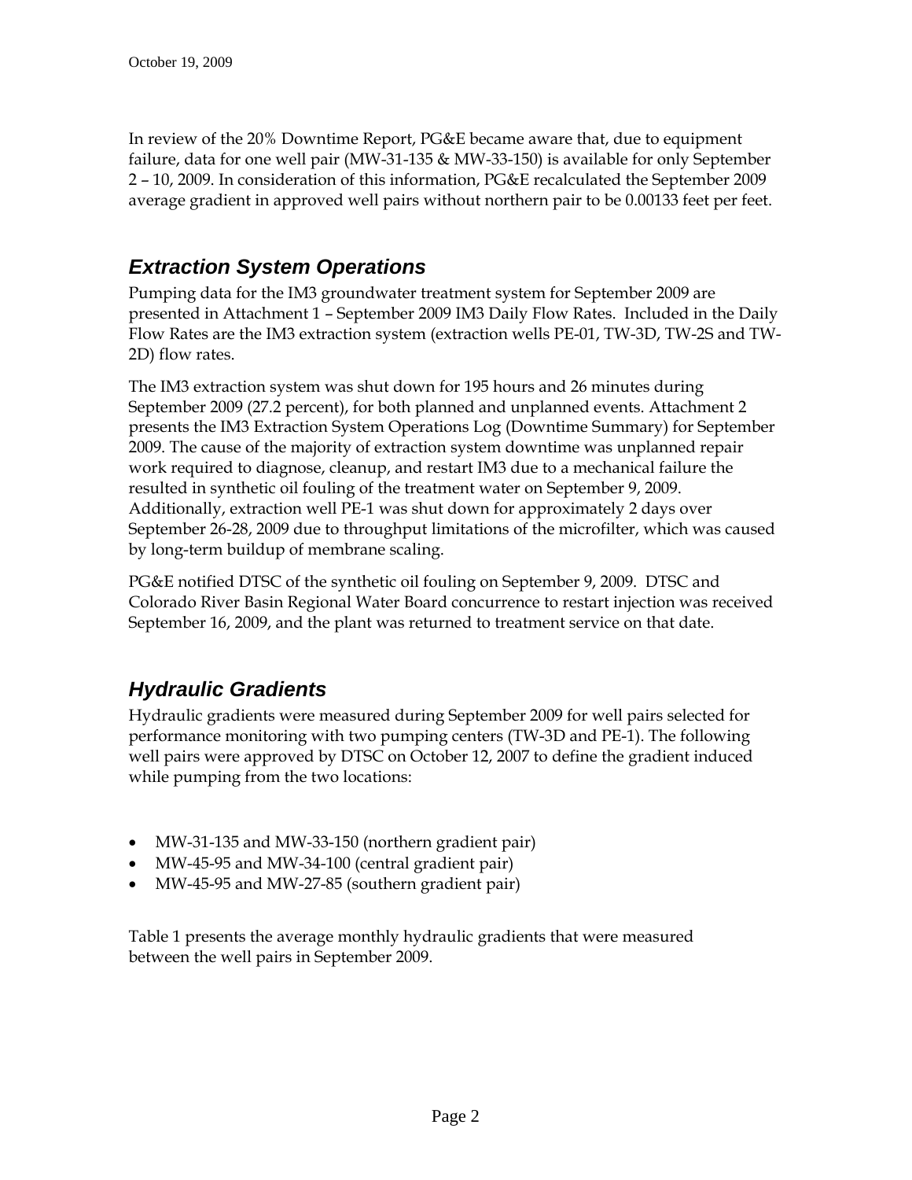In review of the 20% Downtime Report, PG&E became aware that, due to equipment failure, data for one well pair (MW-31-135 & MW-33-150) is available for only September 2 – 10, 2009. In consideration of this information, PG&E recalculated the September 2009 average gradient in approved well pairs without northern pair to be 0.00133 feet per feet.

## *Extraction System Operations*

Pumping data for the IM3 groundwater treatment system for September 2009 are presented in Attachment 1 – September 2009 IM3 Daily Flow Rates. Included in the Daily Flow Rates are the IM3 extraction system (extraction wells PE-01, TW-3D, TW-2S and TW-2D) flow rates.

The IM3 extraction system was shut down for 195 hours and 26 minutes during September 2009 (27.2 percent), for both planned and unplanned events. Attachment 2 presents the IM3 Extraction System Operations Log (Downtime Summary) for September 2009. The cause of the majority of extraction system downtime was unplanned repair work required to diagnose, cleanup, and restart IM3 due to a mechanical failure the resulted in synthetic oil fouling of the treatment water on September 9, 2009. Additionally, extraction well PE-1 was shut down for approximately 2 days over September 26-28, 2009 due to throughput limitations of the microfilter, which was caused by long-term buildup of membrane scaling.

PG&E notified DTSC of the synthetic oil fouling on September 9, 2009. DTSC and Colorado River Basin Regional Water Board concurrence to restart injection was received September 16, 2009, and the plant was returned to treatment service on that date.

## *Hydraulic Gradients*

Hydraulic gradients were measured during September 2009 for well pairs selected for performance monitoring with two pumping centers (TW-3D and PE-1). The following well pairs were approved by DTSC on October 12, 2007 to define the gradient induced while pumping from the two locations:

- MW-31-135 and MW-33-150 (northern gradient pair)
- MW-45-95 and MW-34-100 (central gradient pair)
- MW-45-95 and MW-27-85 (southern gradient pair)

Table 1 presents the average monthly hydraulic gradients that were measured between the well pairs in September 2009.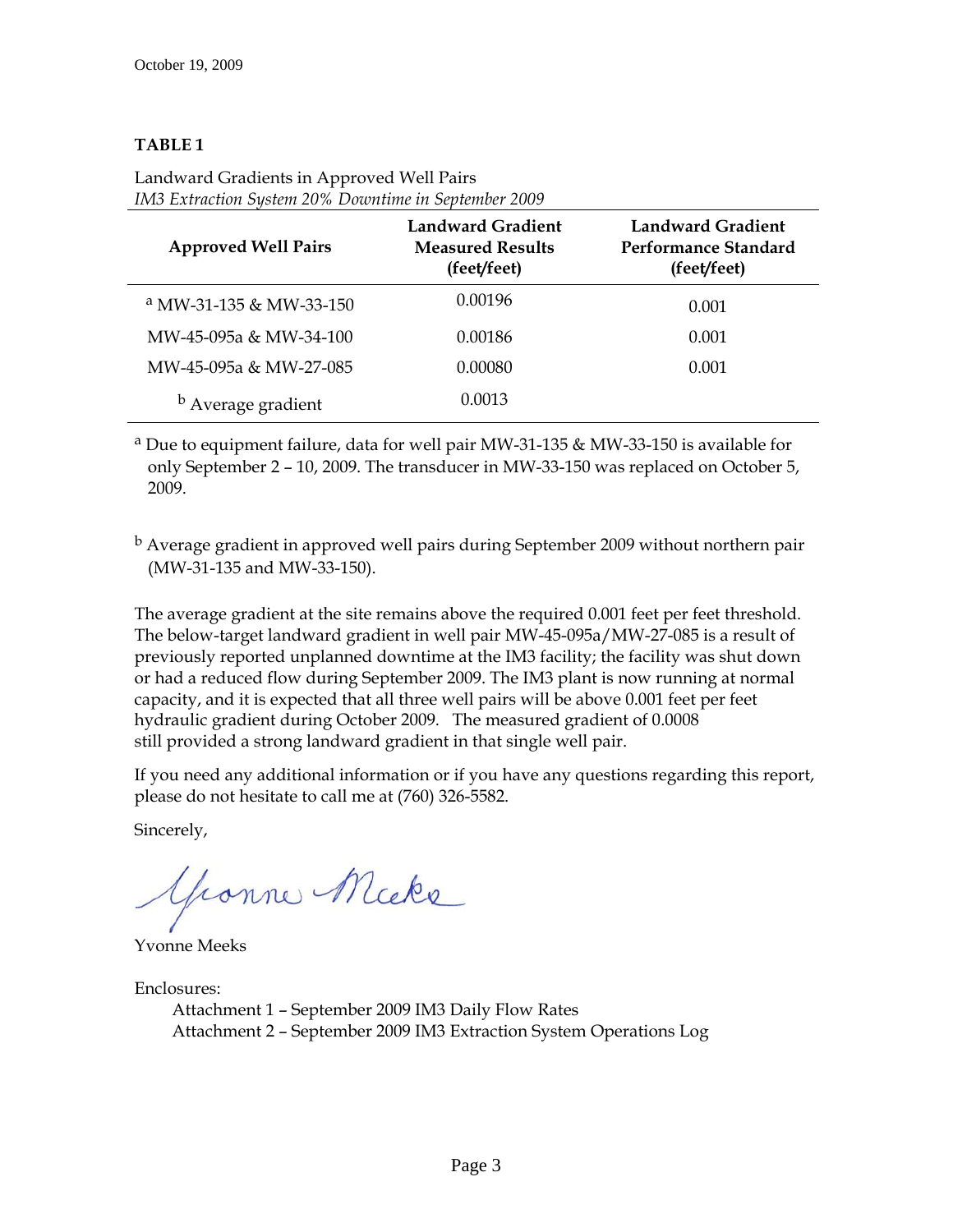**TABLE 1**

Landward Gradients in Approved Well Pairs
*IM3 Extraction System 20% Downtime in September 2009*

| Approved Well Pairs | Landward Gradient Measured Results (feet/feet) | Landward Gradient Performance Standard (feet/feet) |
|---|---|---|
| [a] MW-31-135 & MW-33-150 | 0.00196 | 0.001 |
| MW-45-095a & MW-34-100 | 0.00186 | 0.001 |
| MW-45-095a & MW-27-085 | 0.00080 | 0.001 |
| [b] Average gradient | 0.0013 | |

[a] Due to equipment failure, data for well pair MW-31-135 & MW-33-150 is available for only September 2 – 10, 2009. The transducer in MW-33-150 was replaced on October 5, 2009.

[b] Average gradient in approved well pairs during September 2009 without northern pair (MW-31-135 and MW-33-150).

The average gradient at the site remains above the required 0.001 feet per feet threshold. The below-target landward gradient in well pair MW-45-095a/MW-27-085 is a result of previously reported unplanned downtime at the IM3 facility; the facility was shut down or had a reduced flow during September 2009. The IM3 plant is now running at normal capacity, and it is expected that all three well pairs will be above 0.001 feet per feet hydraulic gradient during October 2009. The measured gradient of 0.0008 still provided a strong landward gradient in that single well pair.

If you need any additional information or if you have any questions regarding this report, please do not hesitate to call me at (760) 326-5582.

Sincerely,

Yvonne Meeks

Enclosures:

Attachment 1 – September 2009 IM3 Daily Flow Rates
Attachment 2 – September 2009 IM3 Extraction System Operations Log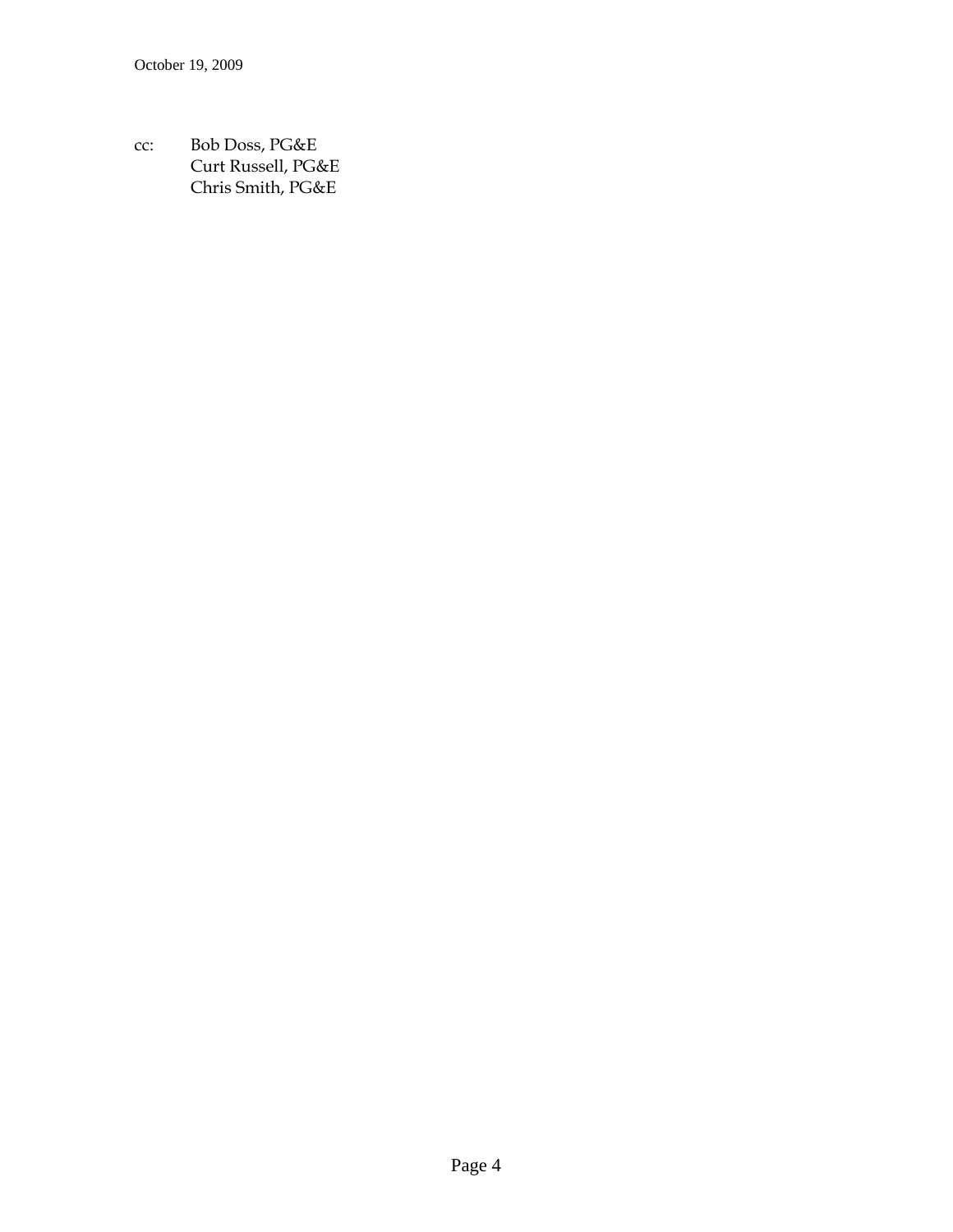October 19, 2009

cc: Bob Doss, PG&E
Curt Russell, PG&E
Chris Smith, PG&E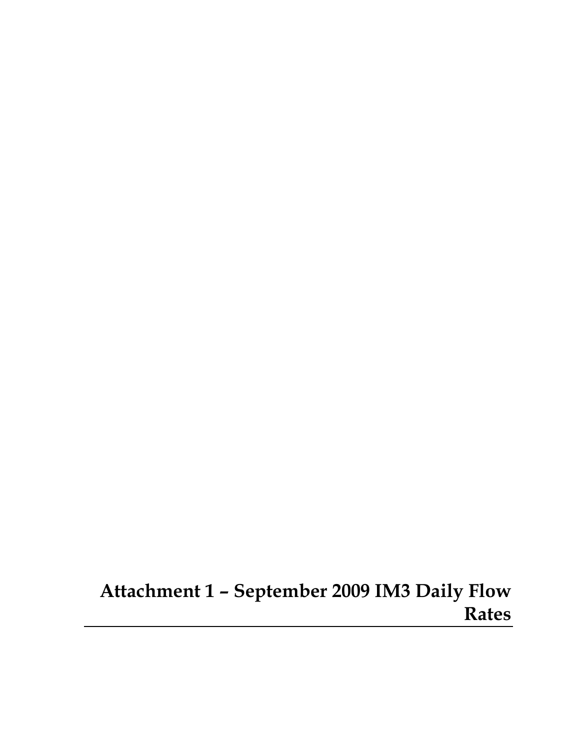# Attachment 1 – September 2009 IM3 Daily Flow Rates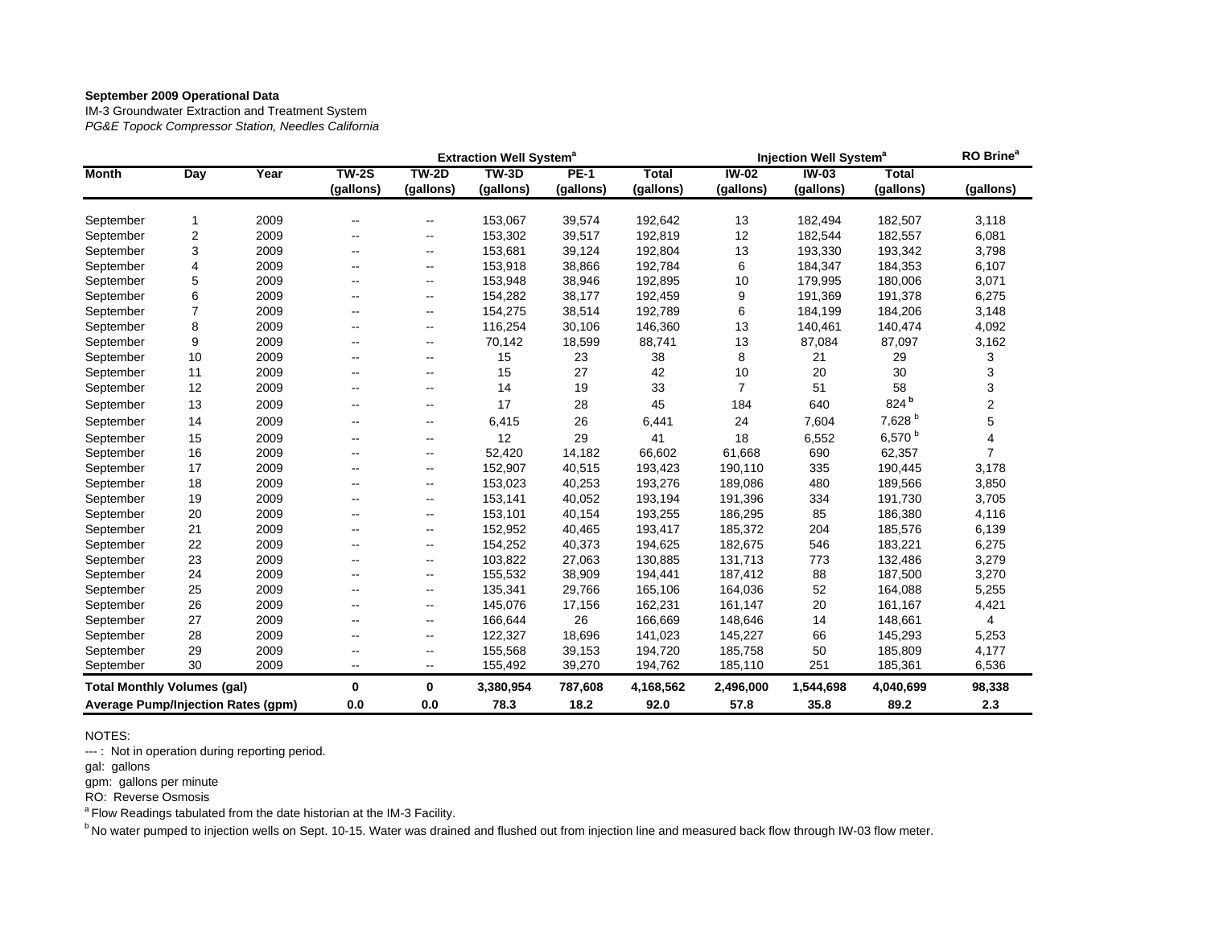**September 2009 Operational Data**

IM-3 Groundwater Extraction and Treatment System

*PG&E Topock Compressor Station, Needles California*

| | | | Extraction Well System[a] | | | | | Injection Well System[a] | | | RO Brine[a] |
|---|---|---|---|---|---|---|---|---|---|---|---|
| Month | Day | Year | TW-2S (gallons) | TW-2D (gallons) | TW-3D (gallons) | PE-1 (gallons) | Total (gallons) | IW-02 (gallons) | IW-03 (gallons) | Total (gallons) | (gallons) |
| September | 1 | 2009 | -- | -- | 153,067 | 39,574 | 192,642 | 13 | 182,494 | 182,507 | 3,118 |
| September | 2 | 2009 | -- | -- | 153,302 | 39,517 | 192,819 | 12 | 182,544 | 182,557 | 6,081 |
| September | 3 | 2009 | -- | -- | 153,681 | 39,124 | 192,804 | 13 | 193,330 | 193,342 | 3,798 |
| September | 4 | 2009 | -- | -- | 153,918 | 38,866 | 192,784 | 6 | 184,347 | 184,353 | 6,107 |
| September | 5 | 2009 | -- | -- | 153,948 | 38,946 | 192,895 | 10 | 179,995 | 180,006 | 3,071 |
| September | 6 | 2009 | -- | -- | 154,282 | 38,177 | 192,459 | 9 | 191,369 | 191,378 | 6,275 |
| September | 7 | 2009 | -- | -- | 154,275 | 38,514 | 192,789 | 6 | 184,199 | 184,206 | 3,148 |
| September | 8 | 2009 | -- | -- | 116,254 | 30,106 | 146,360 | 13 | 140,461 | 140,474 | 4,092 |
| September | 9 | 2009 | -- | -- | 70,142 | 18,599 | 88,741 | 13 | 87,084 | 87,097 | 3,162 |
| September | 10 | 2009 | -- | -- | 15 | 23 | 38 | 8 | 21 | 29 | 3 |
| September | 11 | 2009 | -- | -- | 15 | 27 | 42 | 10 | 20 | 30 | 3 |
| September | 12 | 2009 | -- | -- | 14 | 19 | 33 | 7 | 51 | 58 | 3 |
| September | 13 | 2009 | -- | -- | 17 | 28 | 45 | 184 | 640 | 824 [b] | 2 |
| September | 14 | 2009 | -- | -- | 6,415 | 26 | 6,441 | 24 | 7,604 | 7,628 [b] | 5 |
| September | 15 | 2009 | -- | -- | 12 | 29 | 41 | 18 | 6,552 | 6,570 [b] | 4 |
| September | 16 | 2009 | -- | -- | 52,420 | 14,182 | 66,602 | 61,668 | 690 | 62,357 | 7 |
| September | 17 | 2009 | -- | -- | 152,907 | 40,515 | 193,423 | 190,110 | 335 | 190,445 | 3,178 |
| September | 18 | 2009 | -- | -- | 153,023 | 40,253 | 193,276 | 189,086 | 480 | 189,566 | 3,850 |
| September | 19 | 2009 | -- | -- | 153,141 | 40,052 | 193,194 | 191,396 | 334 | 191,730 | 3,705 |
| September | 20 | 2009 | -- | -- | 153,101 | 40,154 | 193,255 | 186,295 | 85 | 186,380 | 4,116 |
| September | 21 | 2009 | -- | -- | 152,952 | 40,465 | 193,417 | 185,372 | 204 | 185,576 | 6,139 |
| September | 22 | 2009 | -- | -- | 154,252 | 40,373 | 194,625 | 182,675 | 546 | 183,221 | 6,275 |
| September | 23 | 2009 | -- | -- | 103,822 | 27,063 | 130,885 | 131,713 | 773 | 132,486 | 3,279 |
| September | 24 | 2009 | -- | -- | 155,532 | 38,909 | 194,441 | 187,412 | 88 | 187,500 | 3,270 |
| September | 25 | 2009 | -- | -- | 135,341 | 29,766 | 165,106 | 164,036 | 52 | 164,088 | 5,255 |
| September | 26 | 2009 | -- | -- | 145,076 | 17,156 | 162,231 | 161,147 | 20 | 161,167 | 4,421 |
| September | 27 | 2009 | -- | -- | 166,644 | 26 | 166,669 | 148,646 | 14 | 148,661 | 4 |
| September | 28 | 2009 | -- | -- | 122,327 | 18,696 | 141,023 | 145,227 | 66 | 145,293 | 5,253 |
| September | 29 | 2009 | -- | -- | 155,568 | 39,153 | 194,720 | 185,758 | 50 | 185,809 | 4,177 |
| September | 30 | 2009 | -- | -- | 155,492 | 39,270 | 194,762 | 185,110 | 251 | 185,361 | 6,536 |
| **Total Monthly Volumes (gal)** | | | **0** | **0** | **3,380,954** | **787,608** | **4,168,562** | **2,496,000** | **1,544,698** | **4,040,699** | **98,338** |
| **Average Pump/Injection Rates (gpm)** | | | **0.0** | **0.0** | **78.3** | **18.2** | **92.0** | **57.8** | **35.8** | **89.2** | **2.3** |

NOTES:

--- : Not in operation during reporting period.

gal: gallons

gpm: gallons per minute

RO: Reverse Osmosis

[a] Flow Readings tabulated from the date historian at the IM-3 Facility.

[b] No water pumped to injection wells on Sept. 10-15. Water was drained and flushed out from injection line and measured back flow through IW-03 flow meter.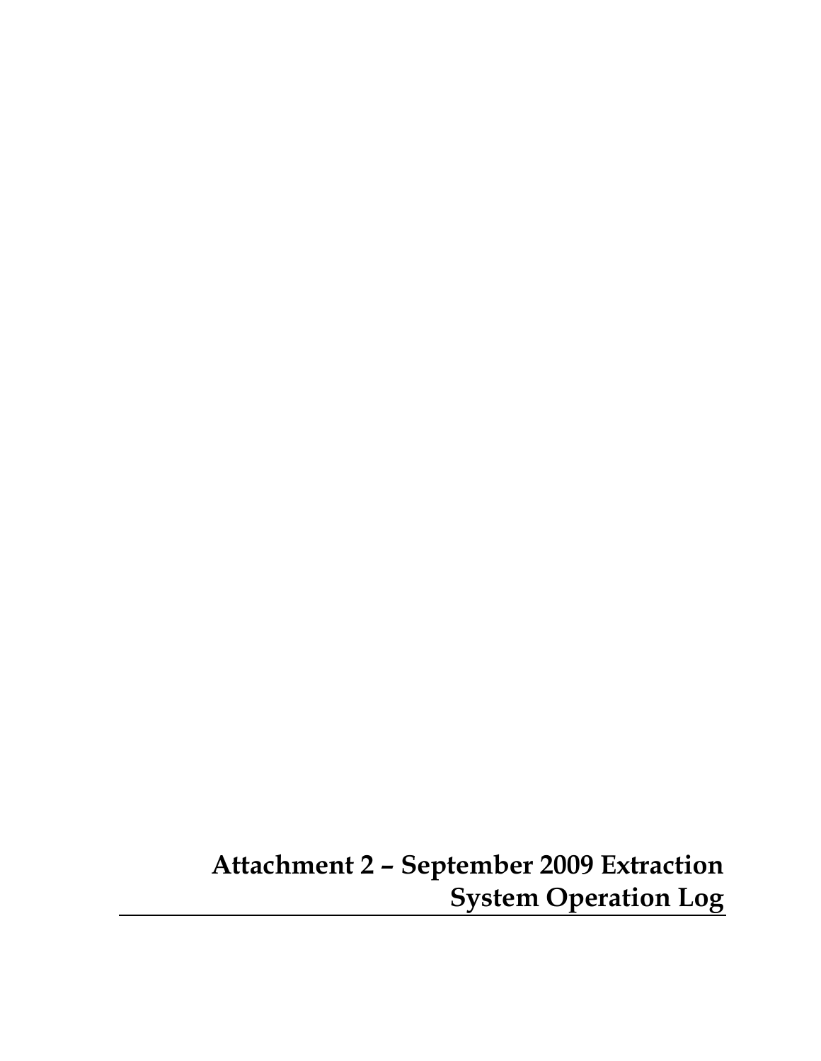# Attachment 2 – September 2009 Extraction System Operation Log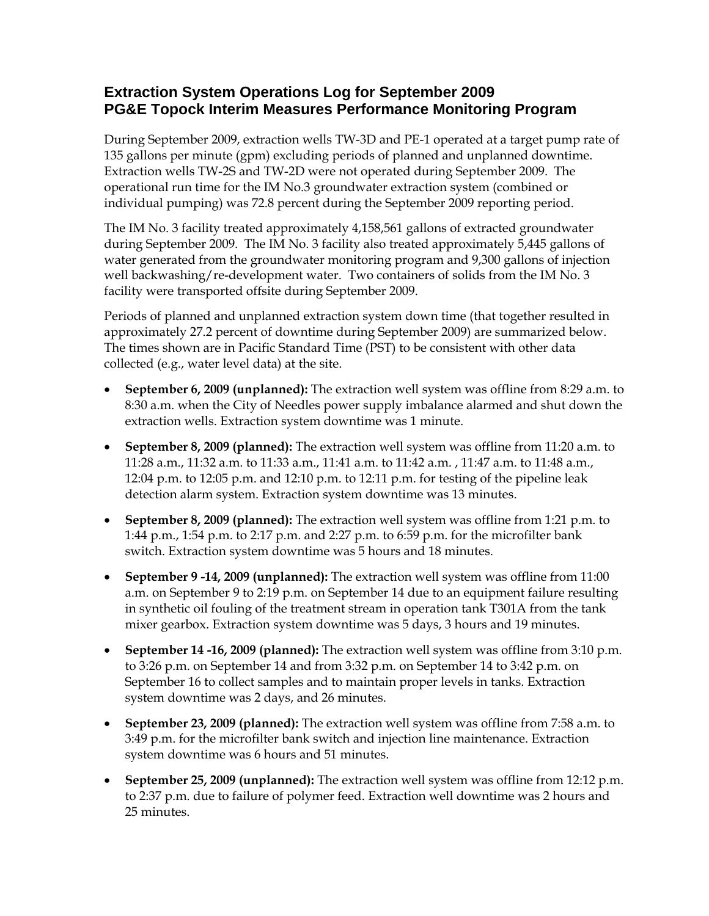## Extraction System Operations Log for September 2009
## PG&E Topock Interim Measures Performance Monitoring Program

During September 2009, extraction wells TW-3D and PE-1 operated at a target pump rate of 135 gallons per minute (gpm) excluding periods of planned and unplanned downtime. Extraction wells TW-2S and TW-2D were not operated during September 2009. The operational run time for the IM No.3 groundwater extraction system (combined or individual pumping) was 72.8 percent during the September 2009 reporting period.

The IM No. 3 facility treated approximately 4,158,561 gallons of extracted groundwater during September 2009. The IM No. 3 facility also treated approximately 5,445 gallons of water generated from the groundwater monitoring program and 9,300 gallons of injection well backwashing/re-development water. Two containers of solids from the IM No. 3 facility were transported offsite during September 2009.

Periods of planned and unplanned extraction system down time (that together resulted in approximately 27.2 percent of downtime during September 2009) are summarized below. The times shown are in Pacific Standard Time (PST) to be consistent with other data collected (e.g., water level data) at the site.

- **September 6, 2009 (unplanned):** The extraction well system was offline from 8:29 a.m. to 8:30 a.m. when the City of Needles power supply imbalance alarmed and shut down the extraction wells. Extraction system downtime was 1 minute.
- **September 8, 2009 (planned):** The extraction well system was offline from 11:20 a.m. to 11:28 a.m., 11:32 a.m. to 11:33 a.m., 11:41 a.m. to 11:42 a.m. , 11:47 a.m. to 11:48 a.m., 12:04 p.m. to 12:05 p.m. and 12:10 p.m. to 12:11 p.m. for testing of the pipeline leak detection alarm system. Extraction system downtime was 13 minutes.
- **September 8, 2009 (planned):** The extraction well system was offline from 1:21 p.m. to 1:44 p.m., 1:54 p.m. to 2:17 p.m. and 2:27 p.m. to 6:59 p.m. for the microfilter bank switch. Extraction system downtime was 5 hours and 18 minutes.
- **September 9 -14, 2009 (unplanned):** The extraction well system was offline from 11:00 a.m. on September 9 to 2:19 p.m. on September 14 due to an equipment failure resulting in synthetic oil fouling of the treatment stream in operation tank T301A from the tank mixer gearbox. Extraction system downtime was 5 days, 3 hours and 19 minutes.
- **September 14 -16, 2009 (planned):** The extraction well system was offline from 3:10 p.m. to 3:26 p.m. on September 14 and from 3:32 p.m. on September 14 to 3:42 p.m. on September 16 to collect samples and to maintain proper levels in tanks. Extraction system downtime was 2 days, and 26 minutes.
- **September 23, 2009 (planned):** The extraction well system was offline from 7:58 a.m. to 3:49 p.m. for the microfilter bank switch and injection line maintenance. Extraction system downtime was 6 hours and 51 minutes.
- **September 25, 2009 (unplanned):** The extraction well system was offline from 12:12 p.m. to 2:37 p.m. due to failure of polymer feed. Extraction well downtime was 2 hours and 25 minutes.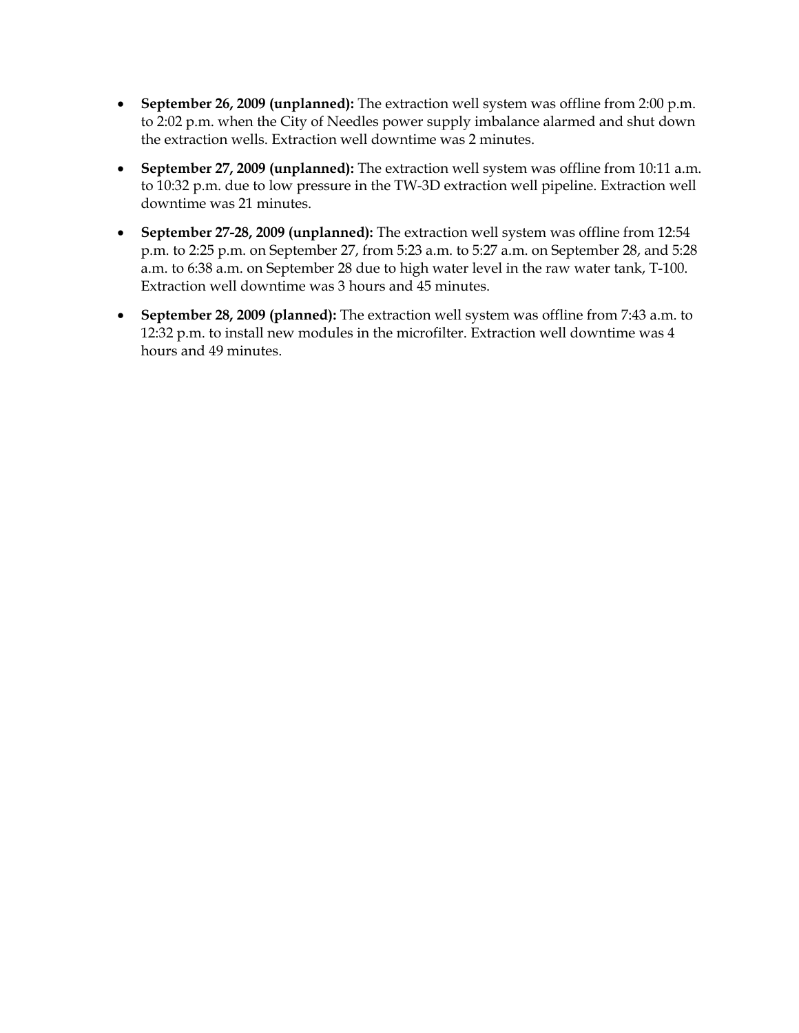- **September 26, 2009 (unplanned):** The extraction well system was offline from 2:00 p.m. to 2:02 p.m. when the City of Needles power supply imbalance alarmed and shut down the extraction wells. Extraction well downtime was 2 minutes.

- **September 27, 2009 (unplanned):** The extraction well system was offline from 10:11 a.m. to 10:32 p.m. due to low pressure in the TW-3D extraction well pipeline. Extraction well downtime was 21 minutes.

- **September 27-28, 2009 (unplanned):** The extraction well system was offline from 12:54 p.m. to 2:25 p.m. on September 27, from 5:23 a.m. to 5:27 a.m. on September 28, and 5:28 a.m. to 6:38 a.m. on September 28 due to high water level in the raw water tank, T-100. Extraction well downtime was 3 hours and 45 minutes.

- **September 28, 2009 (planned):** The extraction well system was offline from 7:43 a.m. to 12:32 p.m. to install new modules in the microfilter. Extraction well downtime was 4 hours and 49 minutes.